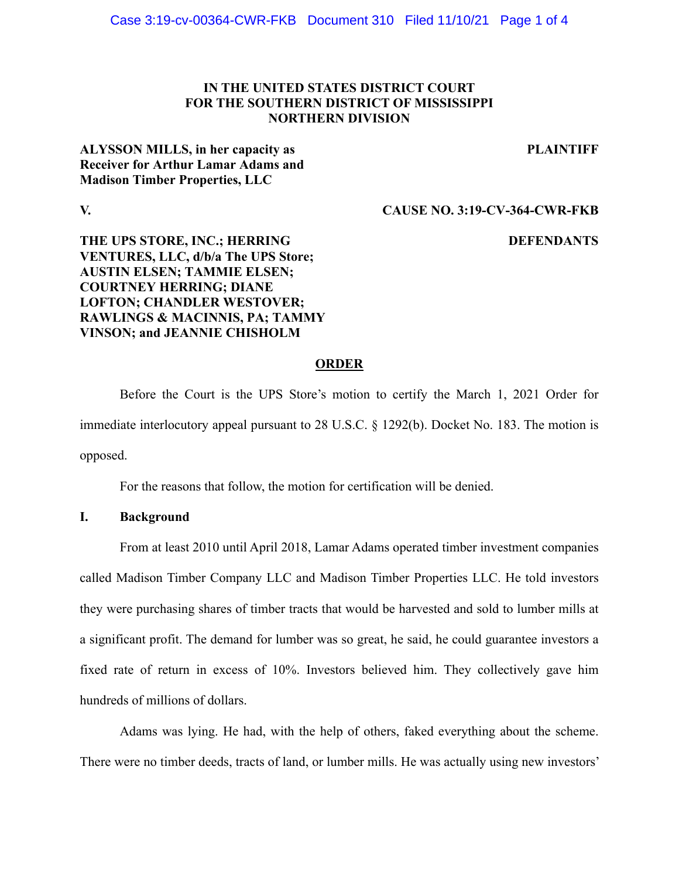**IN THE UNITED STATES DISTRICT COURT**
**FOR THE SOUTHERN DISTRICT OF MISSISSIPPI**
**NORTHERN DIVISION**

**ALYSSON MILLS, in her capacity as Receiver for Arthur Lamar Adams and Madison Timber Properties, LLC** — **PLAINTIFF**

**V.** — **CAUSE NO. 3:19-CV-364-CWR-FKB**

**THE UPS STORE, INC.; HERRING VENTURES, LLC, d/b/a The UPS Store; AUSTIN ELSEN; TAMMIE ELSEN; COURTNEY HERRING; DIANE LOFTON; CHANDLER WESTOVER; RAWLINGS & MACINNIS, PA; TAMMY VINSON; and JEANNIE CHISHOLM** — **DEFENDANTS**

## ORDER

Before the Court is the UPS Store's motion to certify the March 1, 2021 Order for immediate interlocutory appeal pursuant to 28 U.S.C. § 1292(b). Docket No. 183. The motion is opposed.

For the reasons that follow, the motion for certification will be denied.

### I. Background

From at least 2010 until April 2018, Lamar Adams operated timber investment companies called Madison Timber Company LLC and Madison Timber Properties LLC. He told investors they were purchasing shares of timber tracts that would be harvested and sold to lumber mills at a significant profit. The demand for lumber was so great, he said, he could guarantee investors a fixed rate of return in excess of 10%. Investors believed him. They collectively gave him hundreds of millions of dollars.

Adams was lying. He had, with the help of others, faked everything about the scheme. There were no timber deeds, tracts of land, or lumber mills. He was actually using new investors'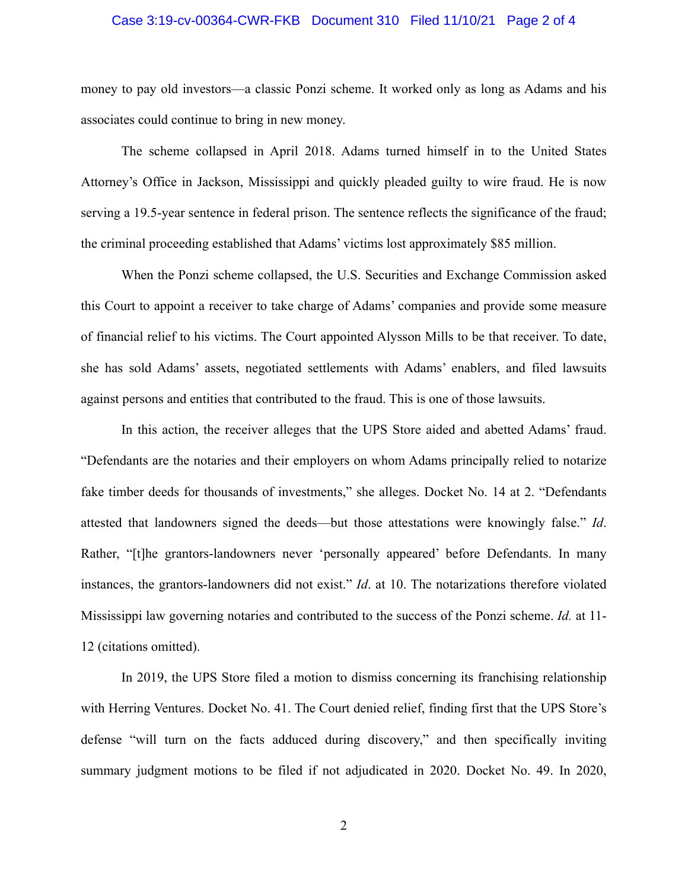money to pay old investors—a classic Ponzi scheme. It worked only as long as Adams and his associates could continue to bring in new money.

The scheme collapsed in April 2018. Adams turned himself in to the United States Attorney's Office in Jackson, Mississippi and quickly pleaded guilty to wire fraud. He is now serving a 19.5-year sentence in federal prison. The sentence reflects the significance of the fraud; the criminal proceeding established that Adams' victims lost approximately $85 million.

When the Ponzi scheme collapsed, the U.S. Securities and Exchange Commission asked this Court to appoint a receiver to take charge of Adams' companies and provide some measure of financial relief to his victims. The Court appointed Alysson Mills to be that receiver. To date, she has sold Adams' assets, negotiated settlements with Adams' enablers, and filed lawsuits against persons and entities that contributed to the fraud. This is one of those lawsuits.

In this action, the receiver alleges that the UPS Store aided and abetted Adams' fraud. "Defendants are the notaries and their employers on whom Adams principally relied to notarize fake timber deeds for thousands of investments," she alleges. Docket No. 14 at 2. "Defendants attested that landowners signed the deeds—but those attestations were knowingly false." *Id*. Rather, "[t]he grantors-landowners never 'personally appeared' before Defendants. In many instances, the grantors-landowners did not exist." *Id*. at 10. The notarizations therefore violated Mississippi law governing notaries and contributed to the success of the Ponzi scheme. *Id.* at 11-12 (citations omitted).

In 2019, the UPS Store filed a motion to dismiss concerning its franchising relationship with Herring Ventures. Docket No. 41. The Court denied relief, finding first that the UPS Store's defense "will turn on the facts adduced during discovery," and then specifically inviting summary judgment motions to be filed if not adjudicated in 2020. Docket No. 49. In 2020,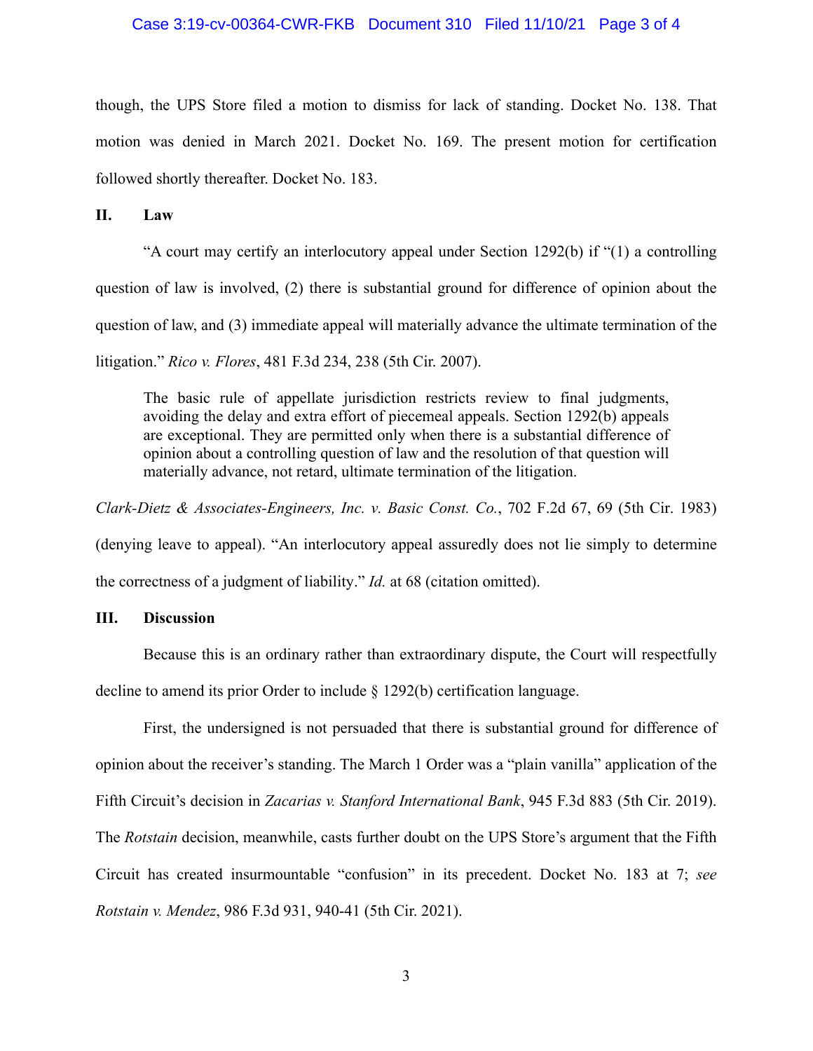though, the UPS Store filed a motion to dismiss for lack of standing. Docket No. 138. That motion was denied in March 2021. Docket No. 169. The present motion for certification followed shortly thereafter. Docket No. 183.

## II. Law

"A court may certify an interlocutory appeal under Section 1292(b) if "(1) a controlling question of law is involved, (2) there is substantial ground for difference of opinion about the question of law, and (3) immediate appeal will materially advance the ultimate termination of the litigation." *Rico v. Flores*, 481 F.3d 234, 238 (5th Cir. 2007).

> The basic rule of appellate jurisdiction restricts review to final judgments, avoiding the delay and extra effort of piecemeal appeals. Section 1292(b) appeals are exceptional. They are permitted only when there is a substantial difference of opinion about a controlling question of law and the resolution of that question will materially advance, not retard, ultimate termination of the litigation.

*Clark-Dietz & Associates-Engineers, Inc. v. Basic Const. Co.*, 702 F.2d 67, 69 (5th Cir. 1983) (denying leave to appeal). "An interlocutory appeal assuredly does not lie simply to determine the correctness of a judgment of liability." *Id.* at 68 (citation omitted).

## III. Discussion

Because this is an ordinary rather than extraordinary dispute, the Court will respectfully decline to amend its prior Order to include § 1292(b) certification language.

First, the undersigned is not persuaded that there is substantial ground for difference of opinion about the receiver's standing. The March 1 Order was a "plain vanilla" application of the Fifth Circuit's decision in *Zacarias v. Stanford International Bank*, 945 F.3d 883 (5th Cir. 2019). The *Rotstain* decision, meanwhile, casts further doubt on the UPS Store's argument that the Fifth Circuit has created insurmountable "confusion" in its precedent. Docket No. 183 at 7; *see Rotstain v. Mendez*, 986 F.3d 931, 940-41 (5th Cir. 2021).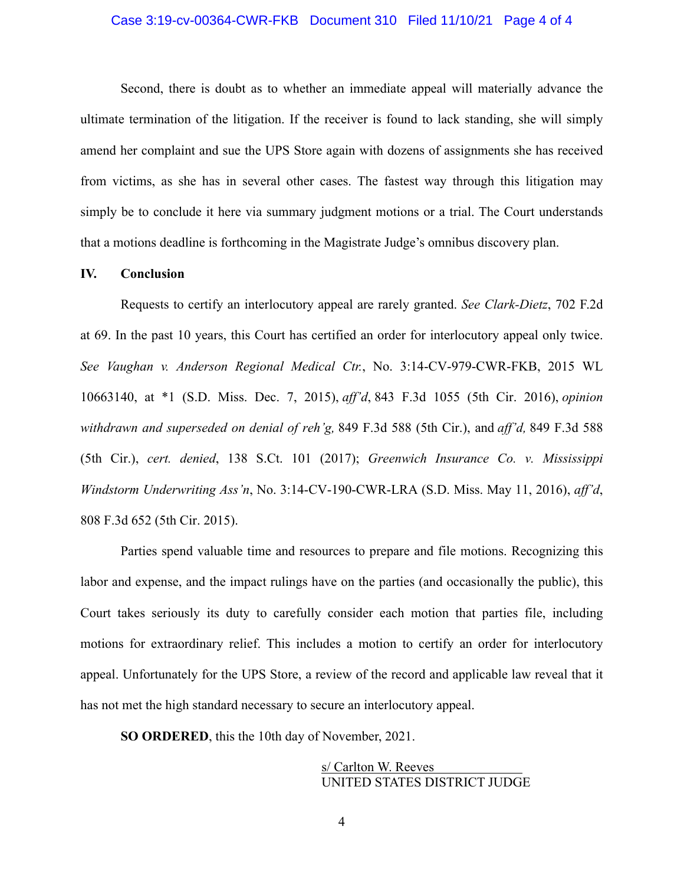Second, there is doubt as to whether an immediate appeal will materially advance the ultimate termination of the litigation. If the receiver is found to lack standing, she will simply amend her complaint and sue the UPS Store again with dozens of assignments she has received from victims, as she has in several other cases. The fastest way through this litigation may simply be to conclude it here via summary judgment motions or a trial. The Court understands that a motions deadline is forthcoming in the Magistrate Judge's omnibus discovery plan.

## IV. Conclusion

Requests to certify an interlocutory appeal are rarely granted. *See Clark-Dietz*, 702 F.2d at 69. In the past 10 years, this Court has certified an order for interlocutory appeal only twice. *See Vaughan v. Anderson Regional Medical Ctr.*, No. 3:14-CV-979-CWR-FKB, 2015 WL 10663140, at *1 (S.D. Miss. Dec. 7, 2015), *aff'd*, 843 F.3d 1055 (5th Cir. 2016), *opinion withdrawn and superseded on denial of reh'g,* 849 F.3d 588 (5th Cir.), and *aff'd,* 849 F.3d 588 (5th Cir.), *cert. denied*, 138 S.Ct. 101 (2017); *Greenwich Insurance Co. v. Mississippi Windstorm Underwriting Ass'n*, No. 3:14-CV-190-CWR-LRA (S.D. Miss. May 11, 2016), *aff'd*, 808 F.3d 652 (5th Cir. 2015).

Parties spend valuable time and resources to prepare and file motions. Recognizing this labor and expense, and the impact rulings have on the parties (and occasionally the public), this Court takes seriously its duty to carefully consider each motion that parties file, including motions for extraordinary relief. This includes a motion to certify an order for interlocutory appeal. Unfortunately for the UPS Store, a review of the record and applicable law reveal that it has not met the high standard necessary to secure an interlocutory appeal.

**SO ORDERED**, this the 10th day of November, 2021.

s/ Carlton W. Reeves
UNITED STATES DISTRICT JUDGE